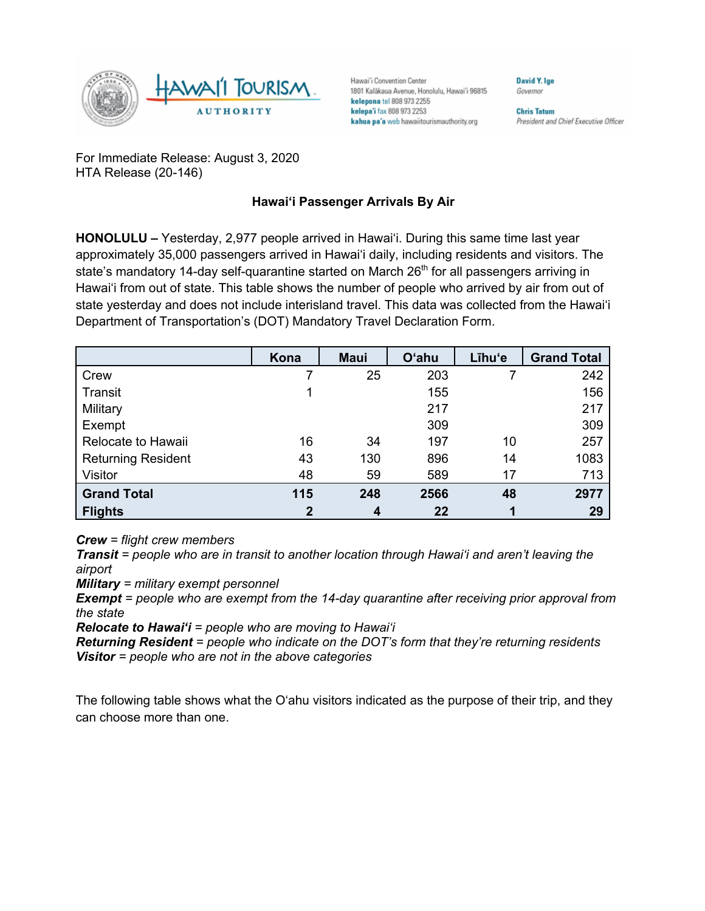Hawaiʻi Convention Center
1801 Kalākaua Avenue, Honolulu, Hawaiʻi 96815
**kelepona** tel 808 973 2255
**kelepaʻi** fax 808 973 2253
**kahua paʻa** web hawaiitourismauthority.org

**David Y. Ige**
*Governor*

**Chris Tatum**
*President and Chief Executive Officer*

For Immediate Release: August 3, 2020
HTA Release (20-146)

### Hawaiʻi Passenger Arrivals By Air

**HONOLULU –** Yesterday, 2,977 people arrived in Hawaiʻi. During this same time last year approximately 35,000 passengers arrived in Hawaiʻi daily, including residents and visitors. The state's mandatory 14-day self-quarantine started on March 26th for all passengers arriving in Hawaiʻi from out of state. This table shows the number of people who arrived by air from out of state yesterday and does not include interisland travel. This data was collected from the Hawaiʻi Department of Transportation's (DOT) Mandatory Travel Declaration Form.

| | Kona | Maui | Oʻahu | Līhuʻe | Grand Total |
|---|---|---|---|---|---|
| Crew | 7 | 25 | 203 | 7 | 242 |
| Transit | 1 | | 155 | | 156 |
| Military | | | 217 | | 217 |
| Exempt | | | 309 | | 309 |
| Relocate to Hawaii | 16 | 34 | 197 | 10 | 257 |
| Returning Resident | 43 | 130 | 896 | 14 | 1083 |
| Visitor | 48 | 59 | 589 | 17 | 713 |
| **Grand Total** | **115** | **248** | **2566** | **48** | **2977** |
| **Flights** | **2** | **4** | **22** | **1** | **29** |

***Crew*** *= flight crew members*
***Transit*** *= people who are in transit to another location through Hawaiʻi and aren't leaving the airport*
***Military*** *= military exempt personnel*
***Exempt*** *= people who are exempt from the 14-day quarantine after receiving prior approval from the state*
***Relocate to Hawaiʻi*** *= people who are moving to Hawaiʻi*
***Returning Resident*** *= people who indicate on the DOT's form that they're returning residents*
***Visitor*** *= people who are not in the above categories*

The following table shows what the Oʻahu visitors indicated as the purpose of their trip, and they can choose more than one.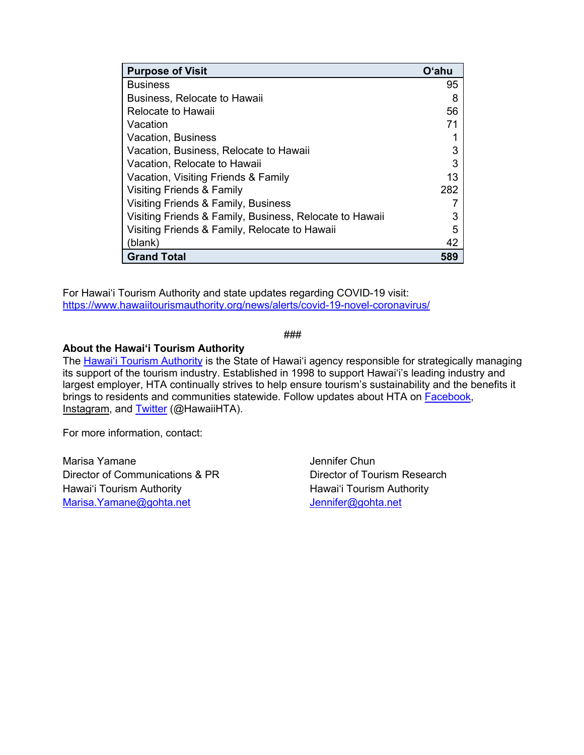| Purpose of Visit | O‘ahu |
| --- | --- |
| Business | 95 |
| Business, Relocate to Hawaii | 8 |
| Relocate to Hawaii | 56 |
| Vacation | 71 |
| Vacation, Business | 1 |
| Vacation, Business, Relocate to Hawaii | 3 |
| Vacation, Relocate to Hawaii | 3 |
| Vacation, Visiting Friends & Family | 13 |
| Visiting Friends & Family | 282 |
| Visiting Friends & Family, Business | 7 |
| Visiting Friends & Family, Business, Relocate to Hawaii | 3 |
| Visiting Friends & Family, Relocate to Hawaii | 5 |
| (blank) | 42 |
| **Grand Total** | **589** |

For Hawai‘i Tourism Authority and state updates regarding COVID-19 visit:
https://www.hawaiitourismauthority.org/news/alerts/covid-19-novel-coronavirus/

###

**About the Hawai‘i Tourism Authority**

The Hawai‘i Tourism Authority is the State of Hawai‘i agency responsible for strategically managing its support of the tourism industry. Established in 1998 to support Hawai‘i's leading industry and largest employer, HTA continually strives to help ensure tourism's sustainability and the benefits it brings to residents and communities statewide. Follow updates about HTA on Facebook, Instagram, and Twitter (@HawaiiHTA).

For more information, contact:

Marisa Yamane
Director of Communications & PR
Hawai‘i Tourism Authority
Marisa.Yamane@gohta.net

Jennifer Chun
Director of Tourism Research
Hawai‘i Tourism Authority
Jennifer@gohta.net